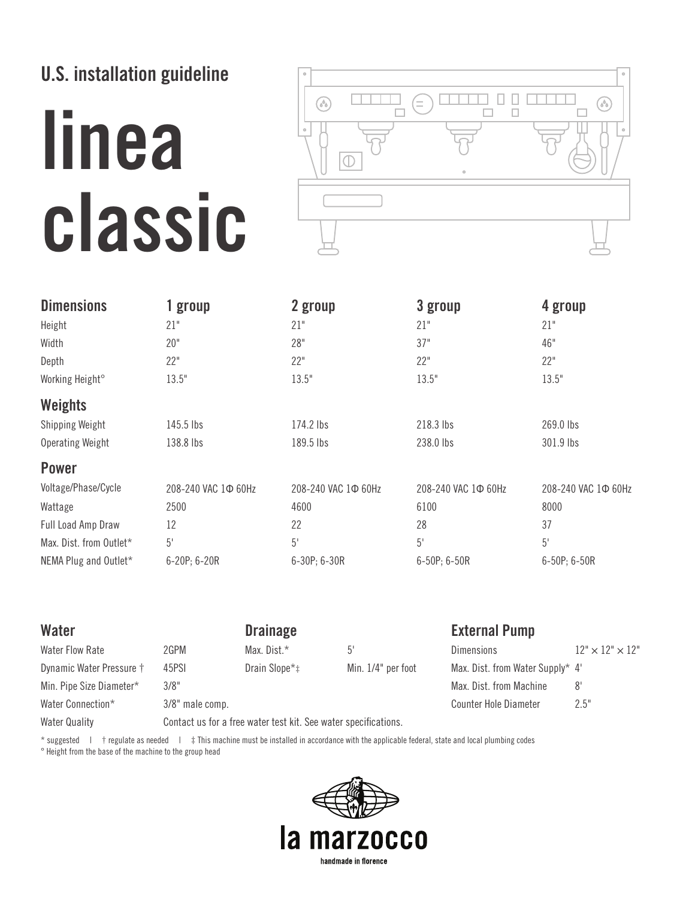## U.S. installation guideline

# linea classic

| Dimensions | 1 group | 2 group | 3 group | 4 group |
|---|---|---|---|---|
| Height | 21" | 21" | 21" | 21" |
| Width | 20" | 28" | 37" | 46" |
| Depth | 22" | 22" | 22" | 22" |
| Working Height° | 13.5" | 13.5" | 13.5" | 13.5" |
| **Weights** | | | | |
| Shipping Weight | 145.5 lbs | 174.2 lbs | 218.3 lbs | 269.0 lbs |
| Operating Weight | 138.8 lbs | 189.5 lbs | 238.0 lbs | 301.9 lbs |
| **Power** | | | | |
| Voltage/Phase/Cycle | 208-240 VAC 1Φ 60Hz | 208-240 VAC 1Φ 60Hz | 208-240 VAC 1Φ 60Hz | 208-240 VAC 1Φ 60Hz |
| Wattage | 2500 | 4600 | 6100 | 8000 |
| Full Load Amp Draw | 12 | 22 | 28 | 37 |
| Max. Dist. from Outlet* | 5' | 5' | 5' | 5' |
| NEMA Plug and Outlet* | 6-20P; 6-20R | 6-30P; 6-30R | 6-50P; 6-50R | 6-50P; 6-50R |

### Water

| | |
|---|---|
| Water Flow Rate | 2GPM |
| Dynamic Water Pressure † | 45PSI |
| Min. Pipe Size Diameter* | 3/8" |
| Water Connection* | 3/8" male comp. |
| Water Quality | Contact us for a free water test kit. See water specifications. |

### Drainage

| | |
|---|---|
| Max. Dist.* | 5' |
| Drain Slope*‡ | Min. 1/4" per foot |

### External Pump

| | |
|---|---|
| Dimensions | 12" × 12" × 12" |
| Max. Dist. from Water Supply* | 4' |
| Max. Dist. from Machine | 8' |
| Counter Hole Diameter | 2.5" |

\* suggested | † regulate as needed | ‡ This machine must be installed in accordance with the applicable federal, state and local plumbing codes
° Height from the base of the machine to the group head

la marzocco
handmade in florence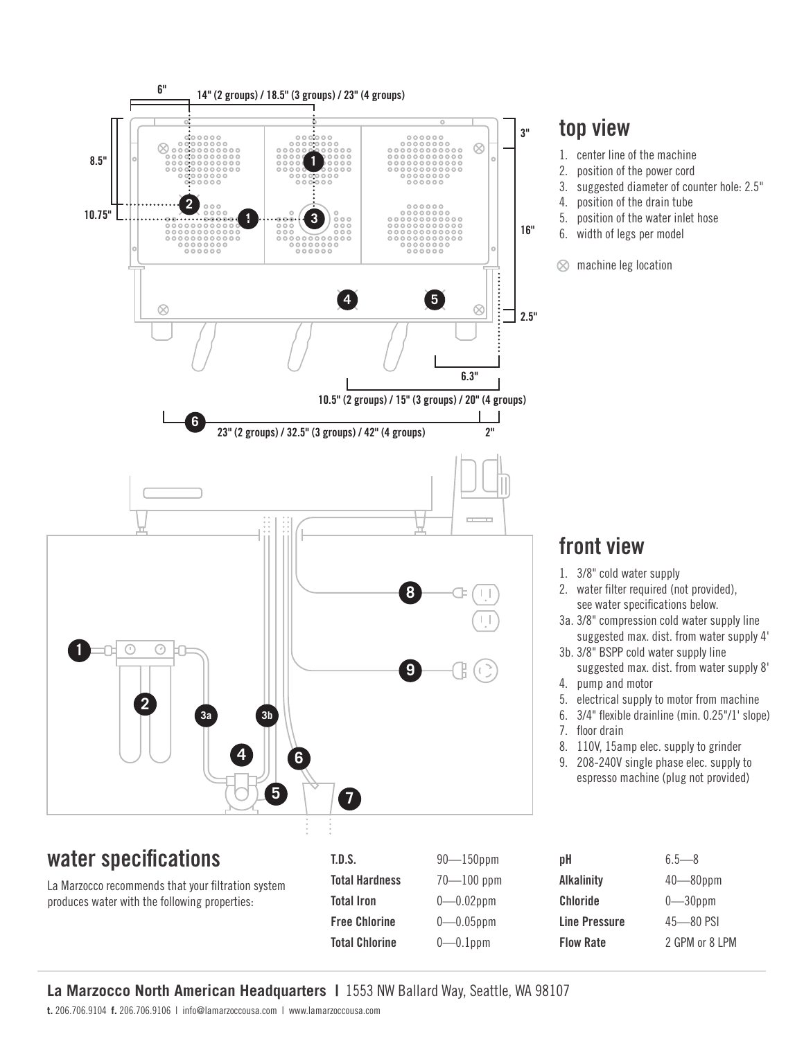6"

14" (2 groups) / 18.5" (3 groups) / 23" (4 groups)

8.5"

10.75"

3"

16"

2.5"

6.3"

10.5" (2 groups) / 15" (3 groups) / 20" (4 groups)

23" (2 groups) / 32.5" (3 groups) / 42" (4 groups)

2"

## top view

1. center line of the machine
2. position of the power cord
3. suggested diameter of counter hole: 2.5"
4. position of the drain tube
5. position of the water inlet hose
6. width of legs per model

⊗ machine leg location

## front view

1. 3/8" cold water supply
2. water filter required (not provided), see water specifications below.

3a. 3/8" compression cold water supply line suggested max. dist. from water supply 4'

3b. 3/8" BSPP cold water supply line suggested max. dist. from water supply 8'

4. pump and motor
5. electrical supply to motor from machine
6. 3/4" flexible drainline (min. 0.25"/1' slope)
7. floor drain
8. 110V, 15amp elec. supply to grinder
9. 208-240V single phase elec. supply to espresso machine (plug not provided)

## water specifications

La Marzocco recommends that your filtration system produces water with the following properties:

| | | | |
|---|---|---|---|
| **T.D.S.** | 90—150ppm | **pH** | 6.5—8 |
| **Total Hardness** | 70—100 ppm | **Alkalinity** | 40—80ppm |
| **Total Iron** | 0—0.02ppm | **Chloride** | 0—30ppm |
| **Free Chlorine** | 0—0.05ppm | **Line Pressure** | 45—80 PSI |
| **Total Chlorine** | 0—0.1ppm | **Flow Rate** | 2 GPM or 8 LPM |

**La Marzocco North American Headquarters** | 1553 NW Ballard Way, Seattle, WA 98107

**t.** 206.706.9104 **f.** 206.706.9106 | info@lamarzoccousa.com | www.lamarzoccousa.com